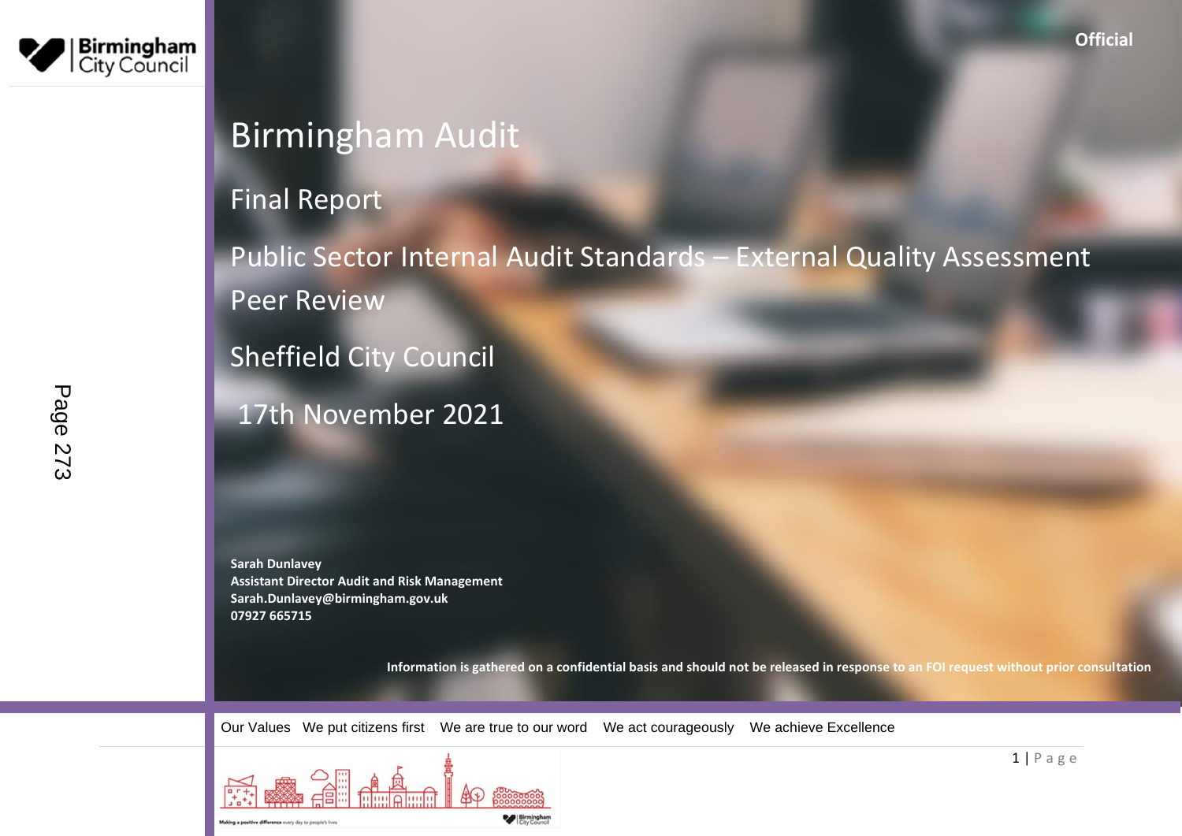Official

# Birmingham Audit

## Final Report

## Public Sector Internal Audit Standards – External Quality Assessment Peer Review

## Sheffield City Council

## 17th November 2021

**Sarah Dunlavey**
**Assistant Director Audit and Risk Management**
**Sarah.Dunlavey@birmingham.gov.uk**
**07927 665715**

**Information is gathered on a confidential basis and should not be released in response to an FOI request without prior consultation**

Our Values We put citizens first We are true to our word We act courageously We achieve Excellence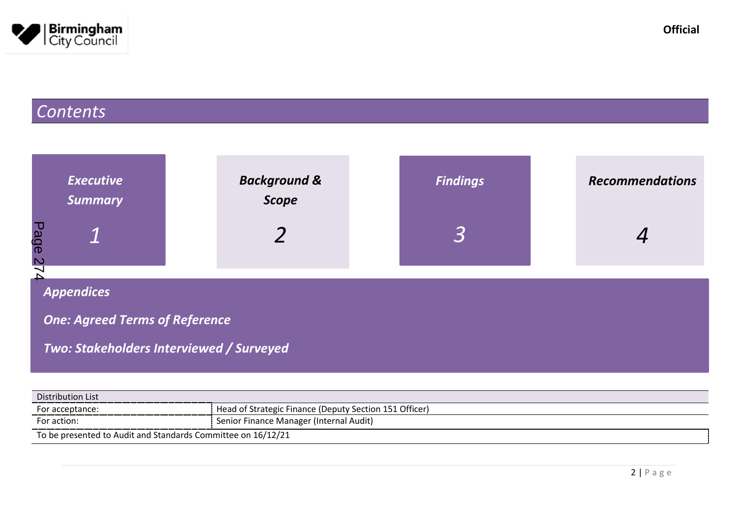# Contents

| *Executive Summary* | *Background & Scope* | *Findings* | *Recommendations* |
|---|---|---|---|
| *1* | *2* | *3* | *4* |

***Appendices***

***One: Agreed Terms of Reference***

***Two: Stakeholders Interviewed / Surveyed***

| Distribution List | |
|---|---|
| For acceptance: | Head of Strategic Finance (Deputy Section 151 Officer) |
| For action: | Senior Finance Manager (Internal Audit) |
| To be presented to Audit and Standards Committee on 16/12/21 | |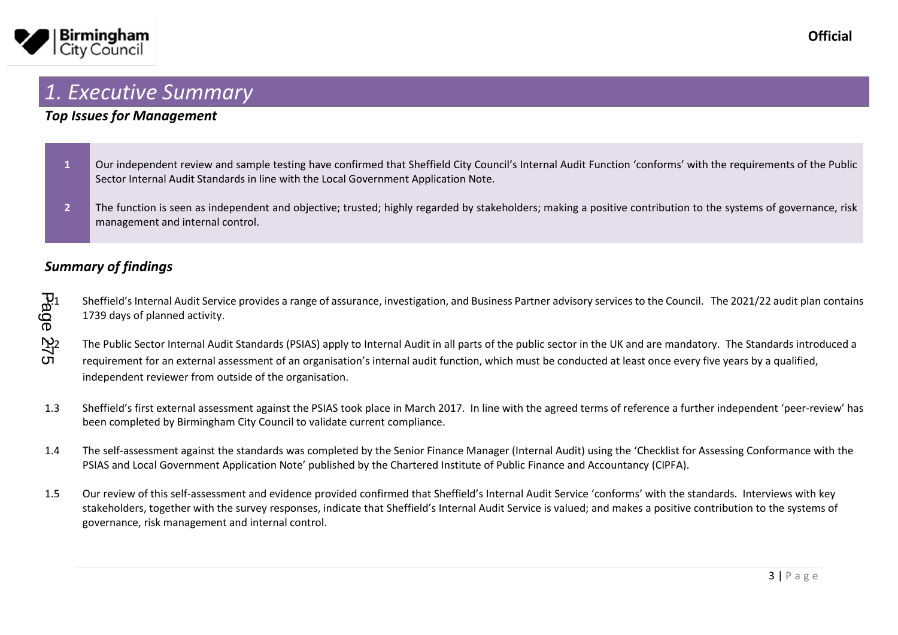# 1. Executive Summary

## *Top Issues for Management*

| | |
|---|---|
| 1 | Our independent review and sample testing have confirmed that Sheffield City Council's Internal Audit Function 'conforms' with the requirements of the Public Sector Internal Audit Standards in line with the Local Government Application Note. |
| 2 | The function is seen as independent and objective; trusted; highly regarded by stakeholders; making a positive contribution to the systems of governance, risk management and internal control. |

## *Summary of findings*

1.1 Sheffield's Internal Audit Service provides a range of assurance, investigation, and Business Partner advisory services to the Council. The 2021/22 audit plan contains 1739 days of planned activity.

1.2 The Public Sector Internal Audit Standards (PSIAS) apply to Internal Audit in all parts of the public sector in the UK and are mandatory. The Standards introduced a requirement for an external assessment of an organisation's internal audit function, which must be conducted at least once every five years by a qualified, independent reviewer from outside of the organisation.

1.3 Sheffield's first external assessment against the PSIAS took place in March 2017. In line with the agreed terms of reference a further independent 'peer-review' has been completed by Birmingham City Council to validate current compliance.

1.4 The self-assessment against the standards was completed by the Senior Finance Manager (Internal Audit) using the 'Checklist for Assessing Conformance with the PSIAS and Local Government Application Note' published by the Chartered Institute of Public Finance and Accountancy (CIPFA).

1.5 Our review of this self-assessment and evidence provided confirmed that Sheffield's Internal Audit Service 'conforms' with the standards. Interviews with key stakeholders, together with the survey responses, indicate that Sheffield's Internal Audit Service is valued; and makes a positive contribution to the systems of governance, risk management and internal control.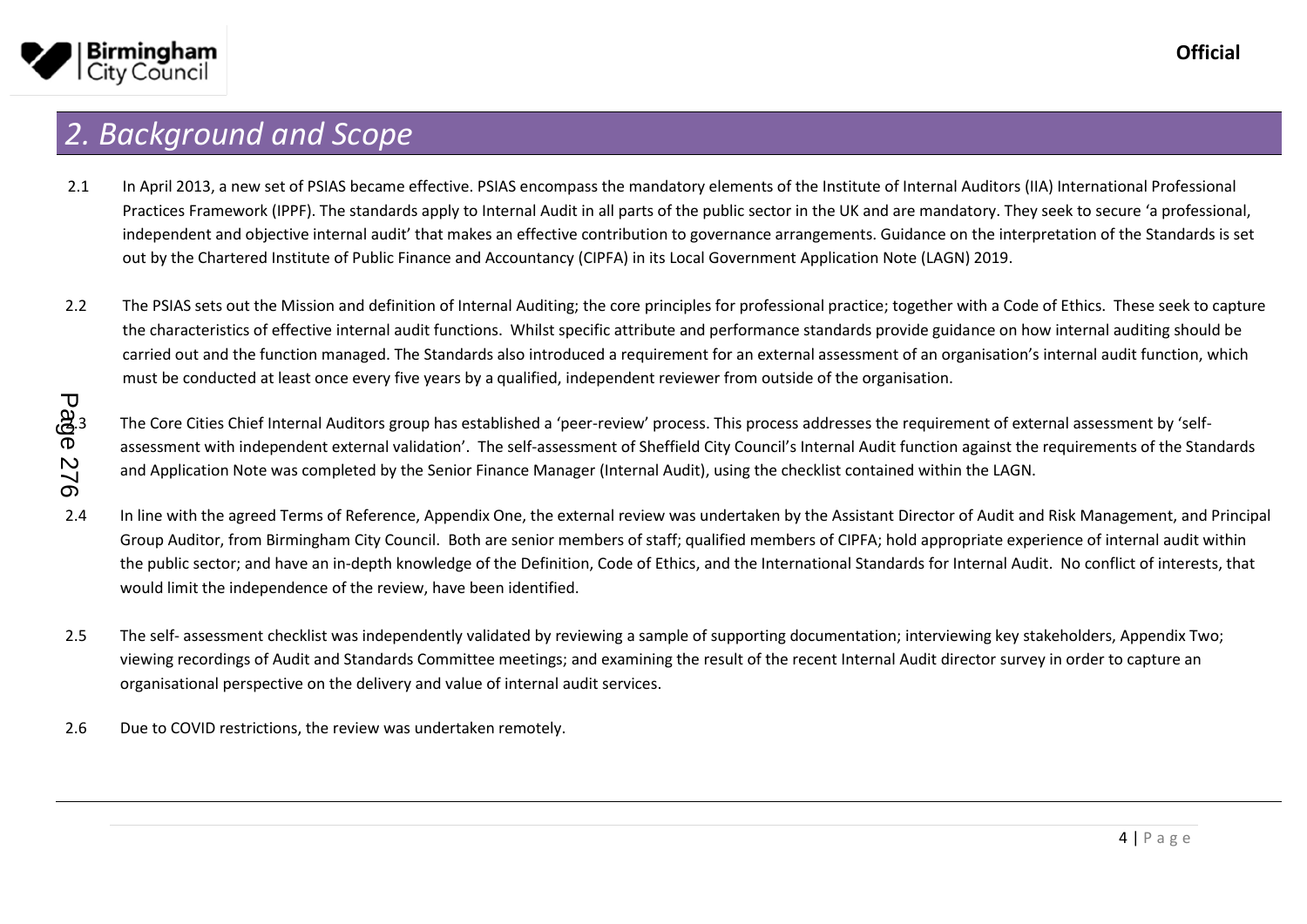## 2. Background and Scope

2.1 In April 2013, a new set of PSIAS became effective. PSIAS encompass the mandatory elements of the Institute of Internal Auditors (IIA) International Professional Practices Framework (IPPF). The standards apply to Internal Audit in all parts of the public sector in the UK and are mandatory. They seek to secure 'a professional, independent and objective internal audit' that makes an effective contribution to governance arrangements. Guidance on the interpretation of the Standards is set out by the Chartered Institute of Public Finance and Accountancy (CIPFA) in its Local Government Application Note (LAGN) 2019.

2.2 The PSIAS sets out the Mission and definition of Internal Auditing; the core principles for professional practice; together with a Code of Ethics. These seek to capture the characteristics of effective internal audit functions. Whilst specific attribute and performance standards provide guidance on how internal auditing should be carried out and the function managed. The Standards also introduced a requirement for an external assessment of an organisation's internal audit function, which must be conducted at least once every five years by a qualified, independent reviewer from outside of the organisation.

2.3 The Core Cities Chief Internal Auditors group has established a 'peer-review' process. This process addresses the requirement of external assessment by 'self-assessment with independent external validation'. The self-assessment of Sheffield City Council's Internal Audit function against the requirements of the Standards and Application Note was completed by the Senior Finance Manager (Internal Audit), using the checklist contained within the LAGN.

2.4 In line with the agreed Terms of Reference, Appendix One, the external review was undertaken by the Assistant Director of Audit and Risk Management, and Principal Group Auditor, from Birmingham City Council. Both are senior members of staff; qualified members of CIPFA; hold appropriate experience of internal audit within the public sector; and have an in-depth knowledge of the Definition, Code of Ethics, and the International Standards for Internal Audit. No conflict of interests, that would limit the independence of the review, have been identified.

2.5 The self- assessment checklist was independently validated by reviewing a sample of supporting documentation; interviewing key stakeholders, Appendix Two; viewing recordings of Audit and Standards Committee meetings; and examining the result of the recent Internal Audit director survey in order to capture an organisational perspective on the delivery and value of internal audit services.

2.6 Due to COVID restrictions, the review was undertaken remotely.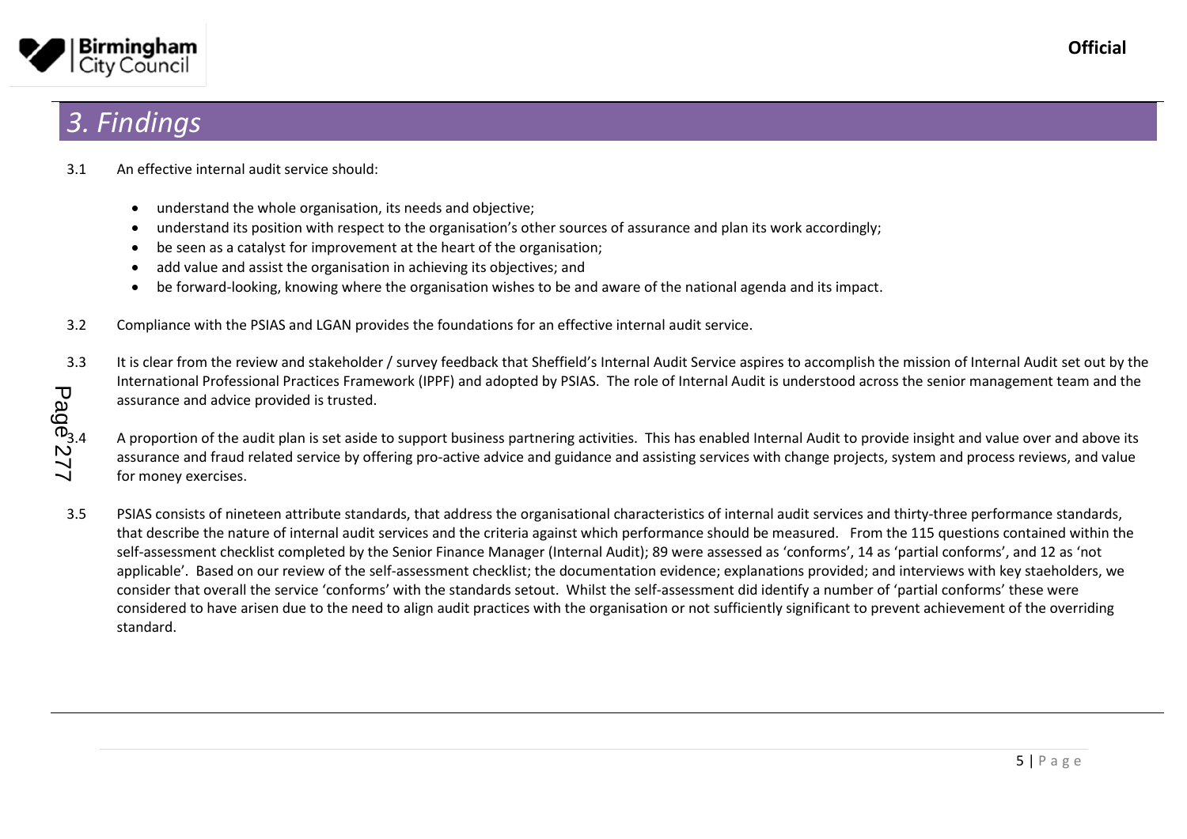# 3. Findings

3.1 An effective internal audit service should:

- understand the whole organisation, its needs and objective;
- understand its position with respect to the organisation's other sources of assurance and plan its work accordingly;
- be seen as a catalyst for improvement at the heart of the organisation;
- add value and assist the organisation in achieving its objectives; and
- be forward-looking, knowing where the organisation wishes to be and aware of the national agenda and its impact.

3.2 Compliance with the PSIAS and LGAN provides the foundations for an effective internal audit service.

3.3 It is clear from the review and stakeholder / survey feedback that Sheffield's Internal Audit Service aspires to accomplish the mission of Internal Audit set out by the International Professional Practices Framework (IPPF) and adopted by PSIAS. The role of Internal Audit is understood across the senior management team and the assurance and advice provided is trusted.

3.4 A proportion of the audit plan is set aside to support business partnering activities. This has enabled Internal Audit to provide insight and value over and above its assurance and fraud related service by offering pro-active advice and guidance and assisting services with change projects, system and process reviews, and value for money exercises.

3.5 PSIAS consists of nineteen attribute standards, that address the organisational characteristics of internal audit services and thirty-three performance standards, that describe the nature of internal audit services and the criteria against which performance should be measured. From the 115 questions contained within the self-assessment checklist completed by the Senior Finance Manager (Internal Audit); 89 were assessed as 'conforms', 14 as 'partial conforms', and 12 as 'not applicable'. Based on our review of the self-assessment checklist; the documentation evidence; explanations provided; and interviews with key staeholders, we consider that overall the service 'conforms' with the standards setout. Whilst the self-assessment did identify a number of 'partial conforms' these were considered to have arisen due to the need to align audit practices with the organisation or not sufficiently significant to prevent achievement of the overriding standard.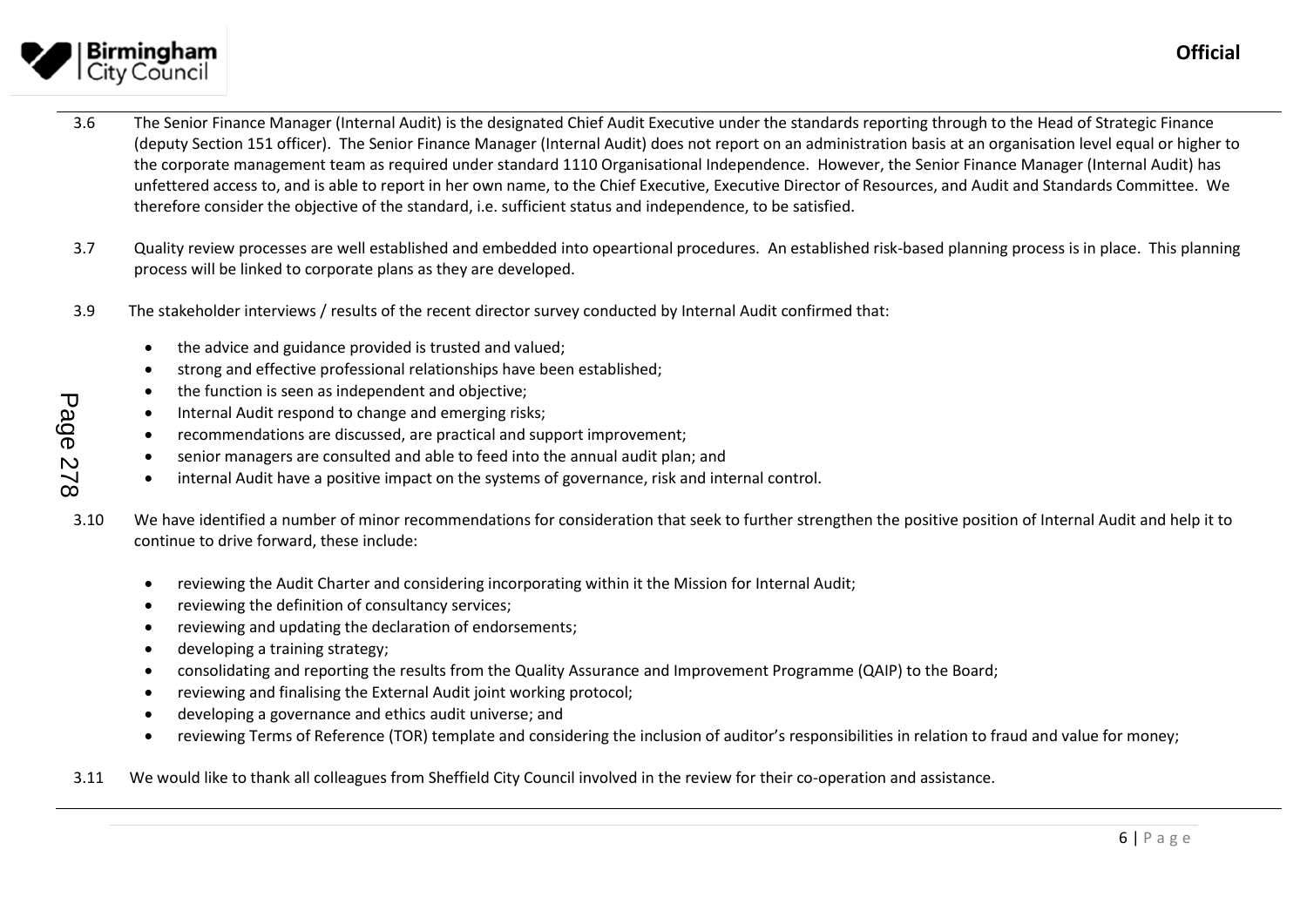3.6 The Senior Finance Manager (Internal Audit) is the designated Chief Audit Executive under the standards reporting through to the Head of Strategic Finance (deputy Section 151 officer). The Senior Finance Manager (Internal Audit) does not report on an administration basis at an organisation level equal or higher to the corporate management team as required under standard 1110 Organisational Independence. However, the Senior Finance Manager (Internal Audit) has unfettered access to, and is able to report in her own name, to the Chief Executive, Executive Director of Resources, and Audit and Standards Committee. We therefore consider the objective of the standard, i.e. sufficient status and independence, to be satisfied.

3.7 Quality review processes are well established and embedded into opeartional procedures. An established risk-based planning process is in place. This planning process will be linked to corporate plans as they are developed.

3.9 The stakeholder interviews / results of the recent director survey conducted by Internal Audit confirmed that:

- the advice and guidance provided is trusted and valued;
- strong and effective professional relationships have been established;
- the function is seen as independent and objective;
- Internal Audit respond to change and emerging risks;
- recommendations are discussed, are practical and support improvement;
- senior managers are consulted and able to feed into the annual audit plan; and
- internal Audit have a positive impact on the systems of governance, risk and internal control.

3.10 We have identified a number of minor recommendations for consideration that seek to further strengthen the positive position of Internal Audit and help it to continue to drive forward, these include:

- reviewing the Audit Charter and considering incorporating within it the Mission for Internal Audit;
- reviewing the definition of consultancy services;
- reviewing and updating the declaration of endorsements;
- developing a training strategy;
- consolidating and reporting the results from the Quality Assurance and Improvement Programme (QAIP) to the Board;
- reviewing and finalising the External Audit joint working protocol;
- developing a governance and ethics audit universe; and
- reviewing Terms of Reference (TOR) template and considering the inclusion of auditor's responsibilities in relation to fraud and value for money;

3.11 We would like to thank all colleagues from Sheffield City Council involved in the review for their co-operation and assistance.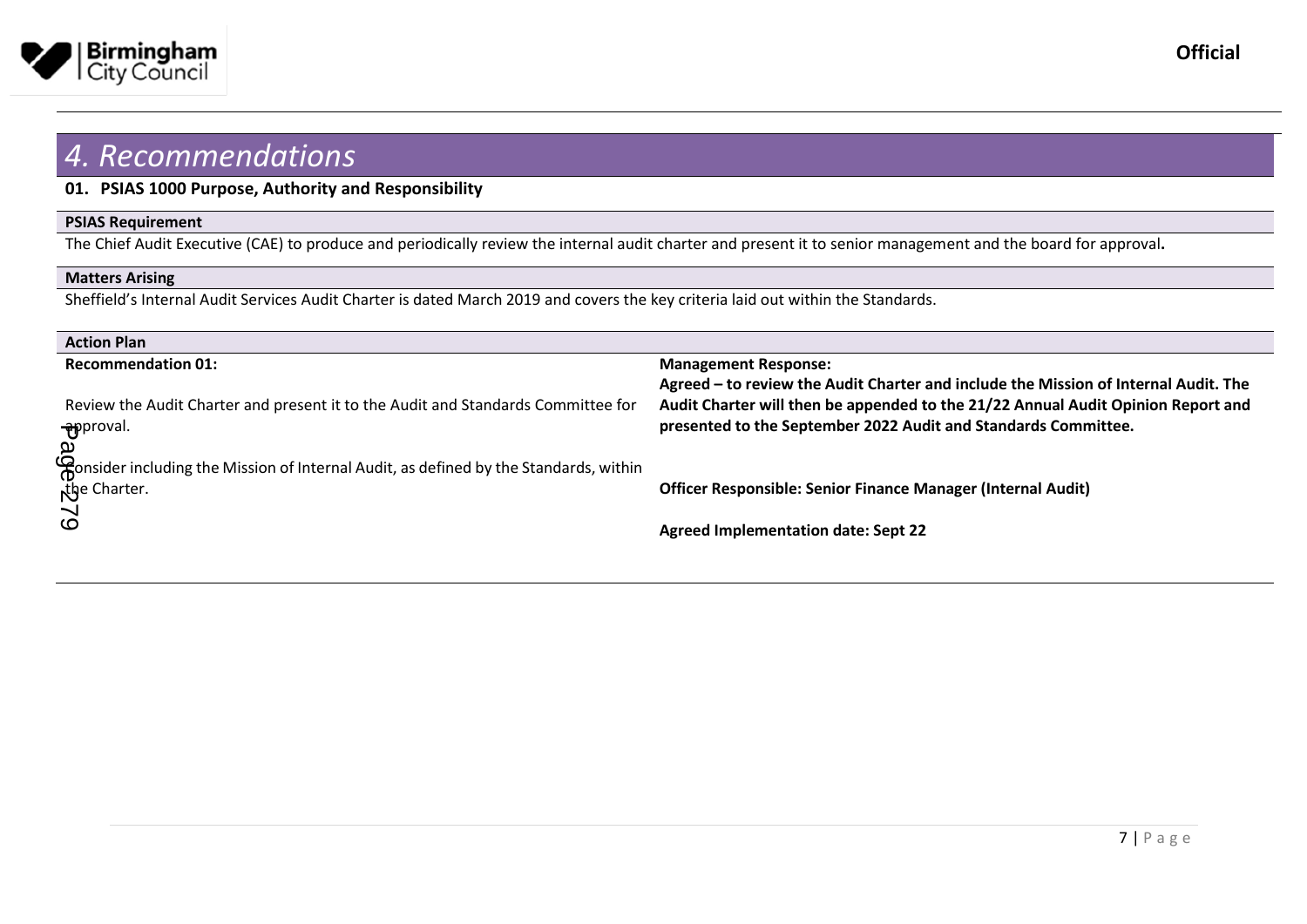# 4. Recommendations

**01. PSIAS 1000 Purpose, Authority and Responsibility**

**PSIAS Requirement**

The Chief Audit Executive (CAE) to produce and periodically review the internal audit charter and present it to senior management and the board for approval**.**

**Matters Arising**

Sheffield's Internal Audit Services Audit Charter is dated March 2019 and covers the key criteria laid out within the Standards.

**Action Plan**

| Recommendation 01: | Management Response: |
|---|---|
| Review the Audit Charter and present it to the Audit and Standards Committee for approval.<br><br>Consider including the Mission of Internal Audit, as defined by the Standards, within the Charter. | **Agreed – to review the Audit Charter and include the Mission of Internal Audit. The Audit Charter will then be appended to the 21/22 Annual Audit Opinion Report and presented to the September 2022 Audit and Standards Committee.**<br><br>**Officer Responsible: Senior Finance Manager (Internal Audit)**<br><br>**Agreed Implementation date: Sept 22** |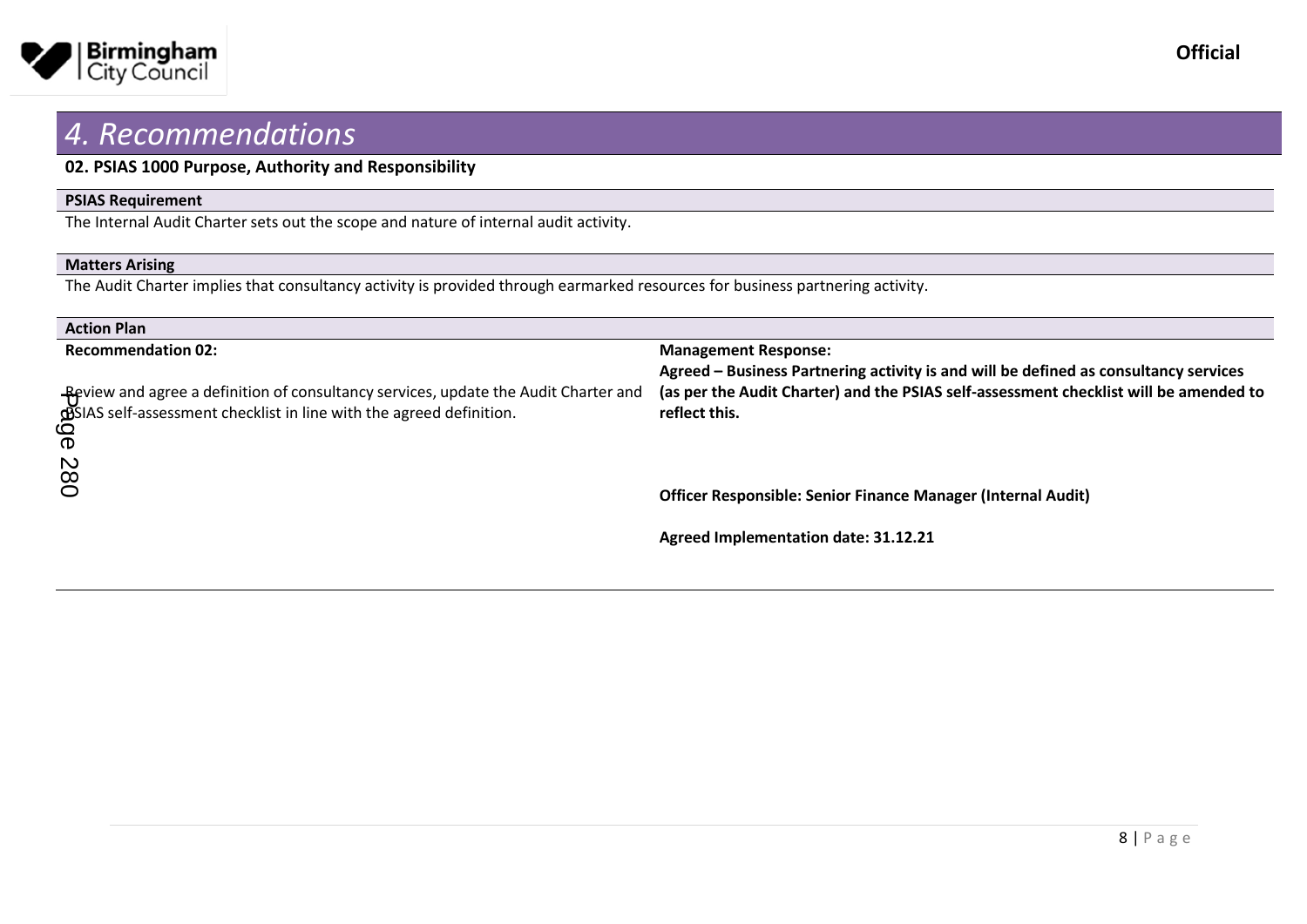# 4. Recommendations

**02. PSIAS 1000 Purpose, Authority and Responsibility**

**PSIAS Requirement**

The Internal Audit Charter sets out the scope and nature of internal audit activity.

**Matters Arising**

The Audit Charter implies that consultancy activity is provided through earmarked resources for business partnering activity.

**Action Plan**

| Recommendation 02: | Management Response: |
|---|---|
| Review and agree a definition of consultancy services, update the Audit Charter and PSIAS self-assessment checklist in line with the agreed definition. | **Agreed – Business Partnering activity is and will be defined as consultancy services (as per the Audit Charter) and the PSIAS self-assessment checklist will be amended to reflect this.**<br><br>**Officer Responsible: Senior Finance Manager (Internal Audit)**<br><br>**Agreed Implementation date: 31.12.21** |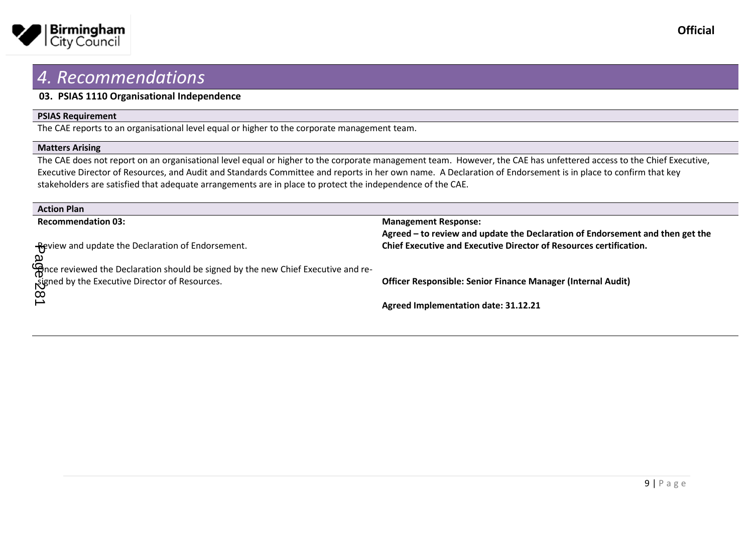# 4. Recommendations

**03. PSIAS 1110 Organisational Independence**

**PSIAS Requirement**

The CAE reports to an organisational level equal or higher to the corporate management team.

**Matters Arising**

The CAE does not report on an organisational level equal or higher to the corporate management team. However, the CAE has unfettered access to the Chief Executive, Executive Director of Resources, and Audit and Standards Committee and reports in her own name. A Declaration of Endorsement is in place to confirm that key stakeholders are satisfied that adequate arrangements are in place to protect the independence of the CAE.

**Action Plan**

| Recommendation 03: | Management Response: |
|---|---|
| Review and update the Declaration of Endorsement.<br><br>Once reviewed the Declaration should be signed by the new Chief Executive and re-signed by the Executive Director of Resources. | **Agreed – to review and update the Declaration of Endorsement and then get the Chief Executive and Executive Director of Resources certification.**<br><br>**Officer Responsible: Senior Finance Manager (Internal Audit)**<br><br>**Agreed Implementation date: 31.12.21** |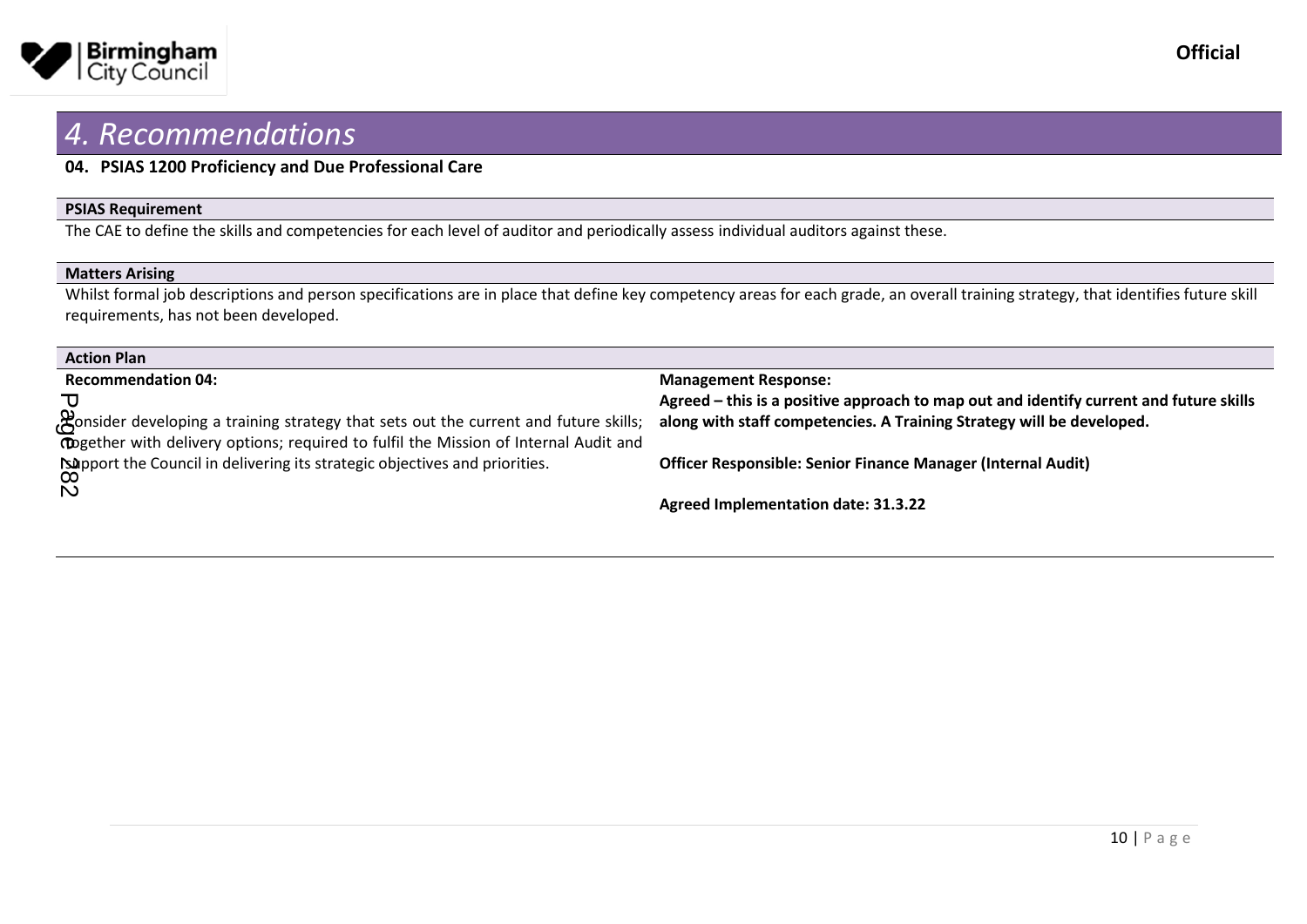# 4. Recommendations

**04. PSIAS 1200 Proficiency and Due Professional Care**

**PSIAS Requirement**

The CAE to define the skills and competencies for each level of auditor and periodically assess individual auditors against these.

**Matters Arising**

Whilst formal job descriptions and person specifications are in place that define key competency areas for each grade, an overall training strategy, that identifies future skill requirements, has not been developed.

**Action Plan**

| Recommendation 04: | Management Response: |
|---|---|
| Consider developing a training strategy that sets out the current and future skills; together with delivery options; required to fulfil the Mission of Internal Audit and support the Council in delivering its strategic objectives and priorities. | **Agreed – this is a positive approach to map out and identify current and future skills along with staff competencies. A Training Strategy will be developed.**<br><br>**Officer Responsible: Senior Finance Manager (Internal Audit)**<br><br>**Agreed Implementation date: 31.3.22** |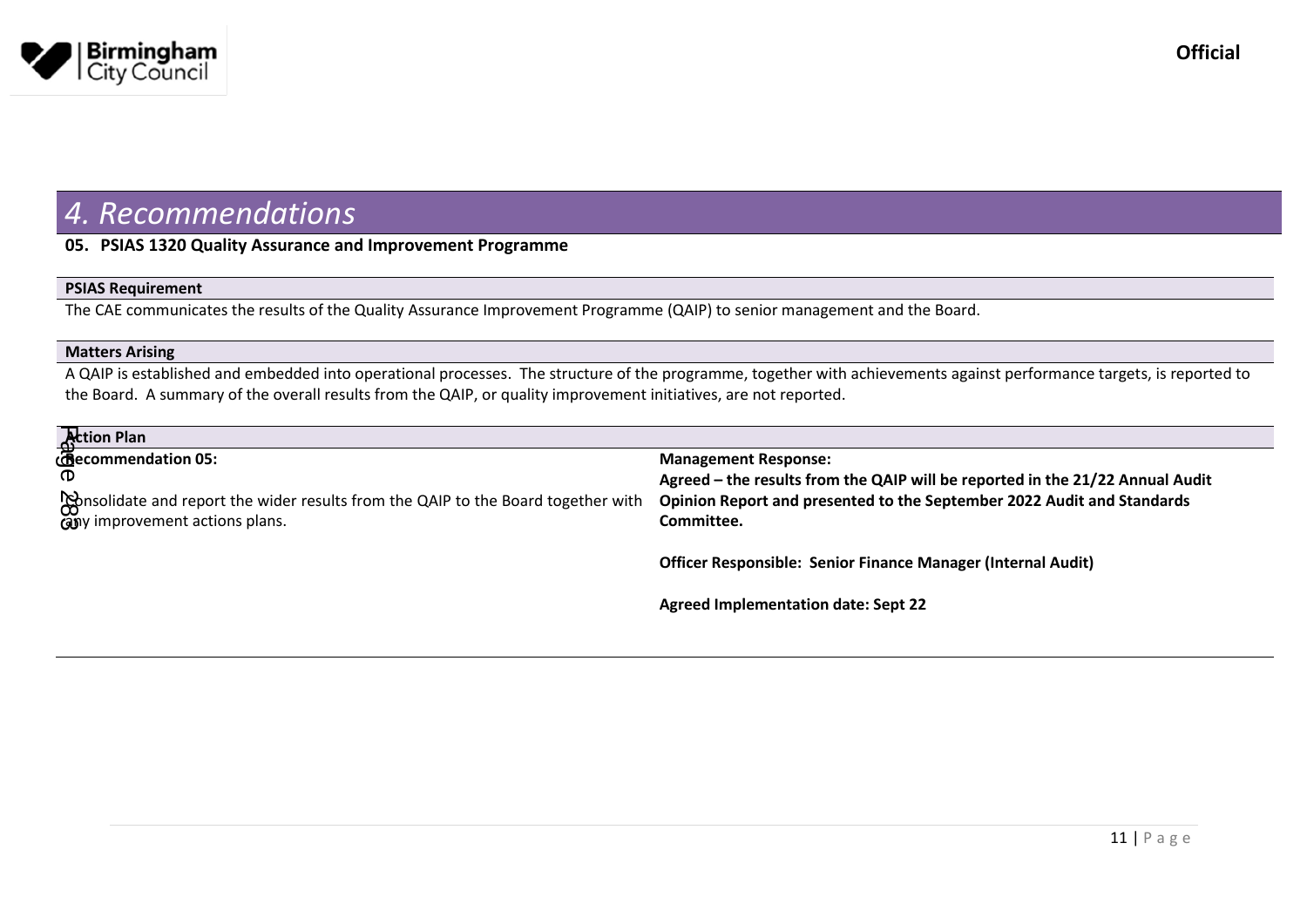# 4. Recommendations

**05. PSIAS 1320 Quality Assurance and Improvement Programme**

**PSIAS Requirement**

The CAE communicates the results of the Quality Assurance Improvement Programme (QAIP) to senior management and the Board.

**Matters Arising**

A QAIP is established and embedded into operational processes. The structure of the programme, together with achievements against performance targets, is reported to the Board. A summary of the overall results from the QAIP, or quality improvement initiatives, are not reported.

**Action Plan**

| **Recommendation 05:** | **Management Response:** |
|---|---|
| Consolidate and report the wider results from the QAIP to the Board together with any improvement actions plans. | **Agreed – the results from the QAIP will be reported in the 21/22 Annual Audit Opinion Report and presented to the September 2022 Audit and Standards Committee.**<br><br>**Officer Responsible: Senior Finance Manager (Internal Audit)**<br><br>**Agreed Implementation date: Sept 22** |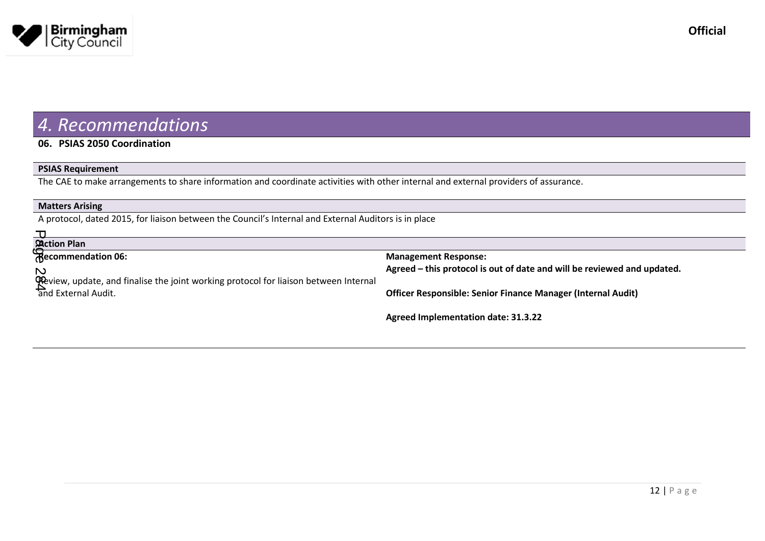# 4. Recommendations

**06. PSIAS 2050 Coordination**

**PSIAS Requirement**

The CAE to make arrangements to share information and coordinate activities with other internal and external providers of assurance.

**Matters Arising**

A protocol, dated 2015, for liaison between the Council's Internal and External Auditors is in place

**Action Plan**

| Recommendation 06: | Management Response: |
| --- | --- |
| Review, update, and finalise the joint working protocol for liaison between Internal and External Audit. | **Agreed – this protocol is out of date and will be reviewed and updated.**<br><br>**Officer Responsible: Senior Finance Manager (Internal Audit)**<br><br>**Agreed Implementation date: 31.3.22** |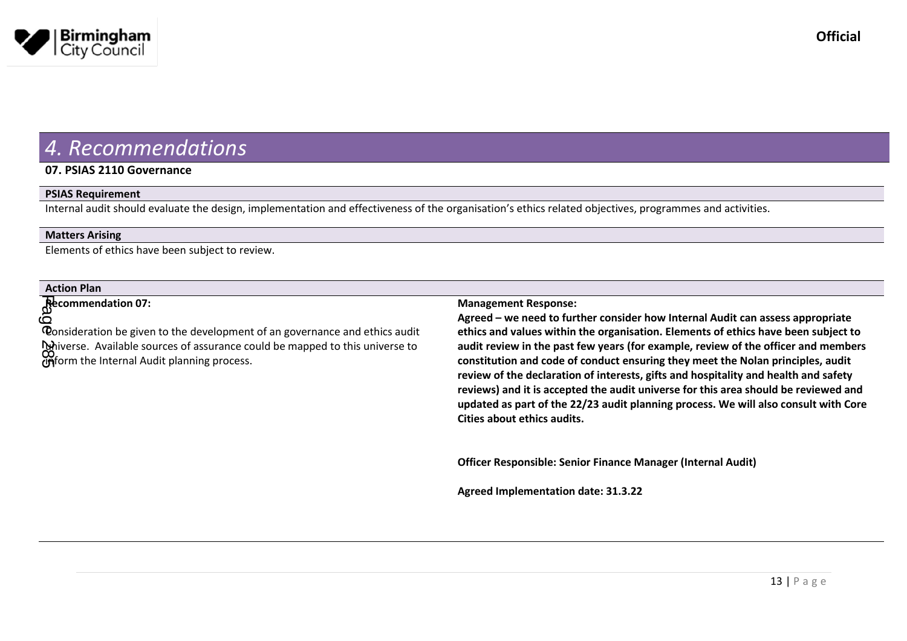## 4. Recommendations

**07. PSIAS 2110 Governance**

**PSIAS Requirement**

Internal audit should evaluate the design, implementation and effectiveness of the organisation's ethics related objectives, programmes and activities.

**Matters Arising**

Elements of ethics have been subject to review.

**Action Plan**

| **Recommendation 07:** | **Management Response:** |
|---|---|
| Consideration be given to the development of an governance and ethics audit universe. Available sources of assurance could be mapped to this universe to inform the Internal Audit planning process. | **Agreed – we need to further consider how Internal Audit can assess appropriate ethics and values within the organisation. Elements of ethics have been subject to audit review in the past few years (for example, review of the officer and members constitution and code of conduct ensuring they meet the Nolan principles, audit review of the declaration of interests, gifts and hospitality and health and safety reviews) and it is accepted the audit universe for this area should be reviewed and updated as part of the 22/23 audit planning process. We will also consult with Core Cities about ethics audits.**<br><br>**Officer Responsible: Senior Finance Manager (Internal Audit)**<br><br>**Agreed Implementation date: 31.3.22** |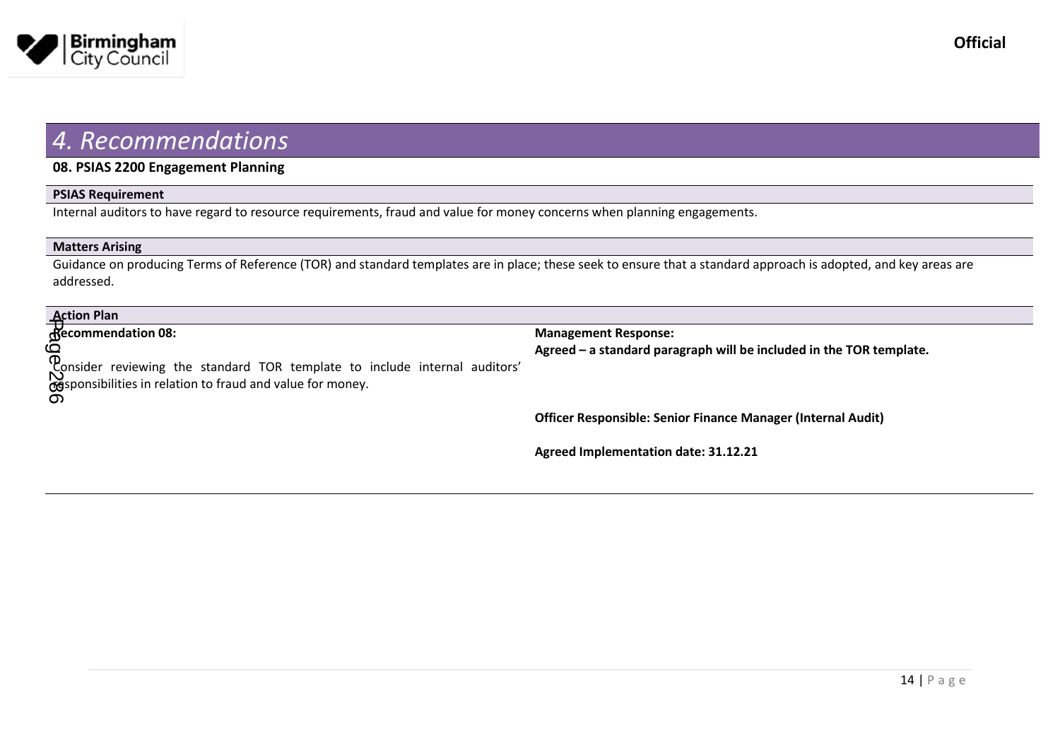# 4. Recommendations

**08. PSIAS 2200 Engagement Planning**

**PSIAS Requirement**

Internal auditors to have regard to resource requirements, fraud and value for money concerns when planning engagements.

**Matters Arising**

Guidance on producing Terms of Reference (TOR) and standard templates are in place; these seek to ensure that a standard approach is adopted, and key areas are addressed.

**Action Plan**

| **Recommendation 08:** | **Management Response:** |
|---|---|
| Consider reviewing the standard TOR template to include internal auditors' responsibilities in relation to fraud and value for money. | **Agreed – a standard paragraph will be included in the TOR template.**<br><br>**Officer Responsible: Senior Finance Manager (Internal Audit)**<br><br>**Agreed Implementation date: 31.12.21** |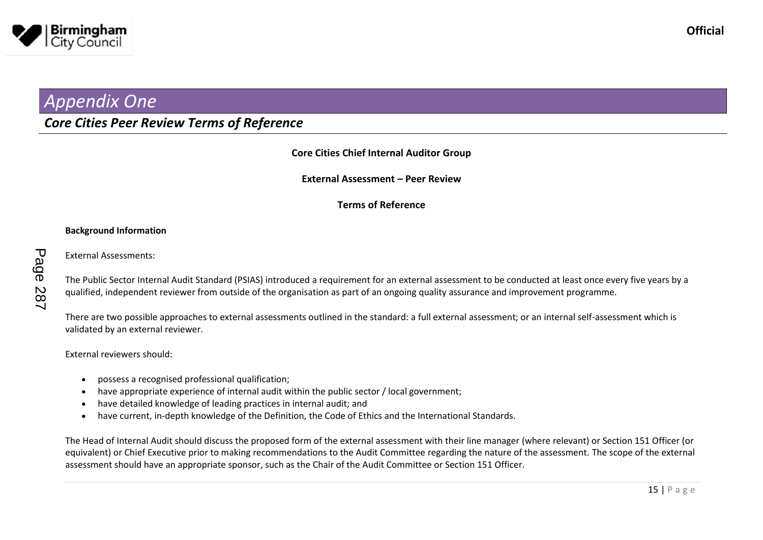# *Appendix One*

## *Core Cities Peer Review Terms of Reference*

**Core Cities Chief Internal Auditor Group**

**External Assessment – Peer Review**

**Terms of Reference**

**Background Information**

External Assessments:

The Public Sector Internal Audit Standard (PSIAS) introduced a requirement for an external assessment to be conducted at least once every five years by a qualified, independent reviewer from outside of the organisation as part of an ongoing quality assurance and improvement programme.

There are two possible approaches to external assessments outlined in the standard: a full external assessment; or an internal self-assessment which is validated by an external reviewer.

External reviewers should:

- possess a recognised professional qualification;
- have appropriate experience of internal audit within the public sector / local government;
- have detailed knowledge of leading practices in internal audit; and
- have current, in-depth knowledge of the Definition, the Code of Ethics and the International Standards.

The Head of Internal Audit should discuss the proposed form of the external assessment with their line manager (where relevant) or Section 151 Officer (or equivalent) or Chief Executive prior to making recommendations to the Audit Committee regarding the nature of the assessment. The scope of the external assessment should have an appropriate sponsor, such as the Chair of the Audit Committee or Section 151 Officer.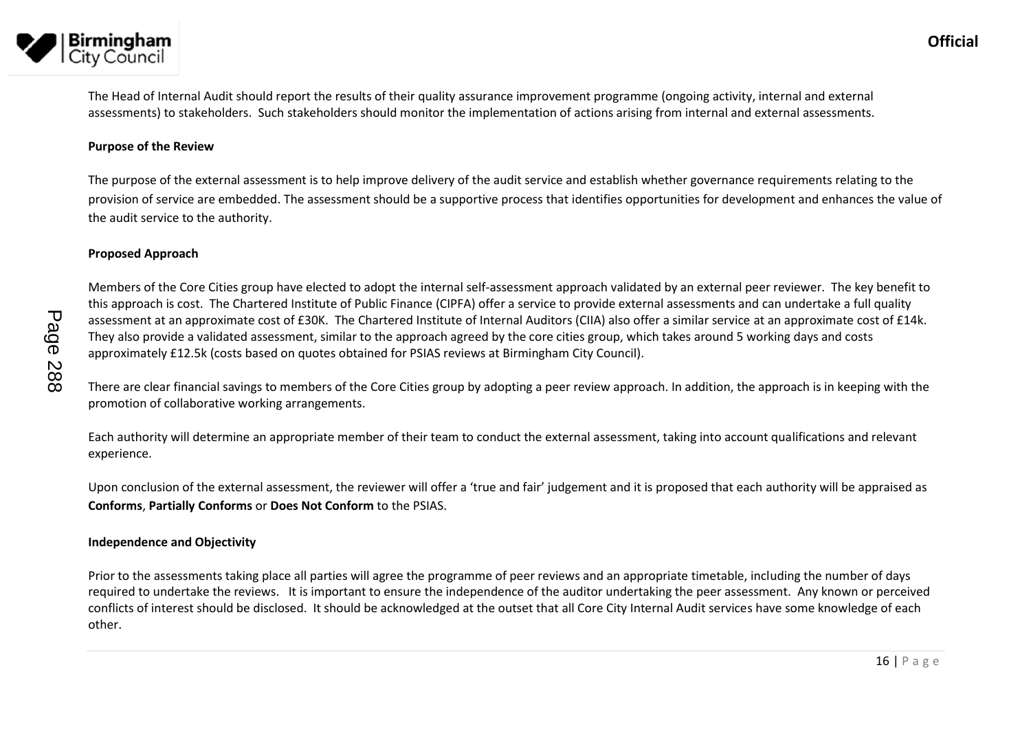The Head of Internal Audit should report the results of their quality assurance improvement programme (ongoing activity, internal and external assessments) to stakeholders. Such stakeholders should monitor the implementation of actions arising from internal and external assessments.

**Purpose of the Review**

The purpose of the external assessment is to help improve delivery of the audit service and establish whether governance requirements relating to the provision of service are embedded. The assessment should be a supportive process that identifies opportunities for development and enhances the value of the audit service to the authority.

**Proposed Approach**

Members of the Core Cities group have elected to adopt the internal self-assessment approach validated by an external peer reviewer. The key benefit to this approach is cost. The Chartered Institute of Public Finance (CIPFA) offer a service to provide external assessments and can undertake a full quality assessment at an approximate cost of £30K. The Chartered Institute of Internal Auditors (CIIA) also offer a similar service at an approximate cost of £14k. They also provide a validated assessment, similar to the approach agreed by the core cities group, which takes around 5 working days and costs approximately £12.5k (costs based on quotes obtained for PSIAS reviews at Birmingham City Council).

There are clear financial savings to members of the Core Cities group by adopting a peer review approach. In addition, the approach is in keeping with the promotion of collaborative working arrangements.

Each authority will determine an appropriate member of their team to conduct the external assessment, taking into account qualifications and relevant experience.

Upon conclusion of the external assessment, the reviewer will offer a 'true and fair' judgement and it is proposed that each authority will be appraised as **Conforms**, **Partially Conforms** or **Does Not Conform** to the PSIAS.

**Independence and Objectivity**

Prior to the assessments taking place all parties will agree the programme of peer reviews and an appropriate timetable, including the number of days required to undertake the reviews. It is important to ensure the independence of the auditor undertaking the peer assessment. Any known or perceived conflicts of interest should be disclosed. It should be acknowledged at the outset that all Core City Internal Audit services have some knowledge of each other.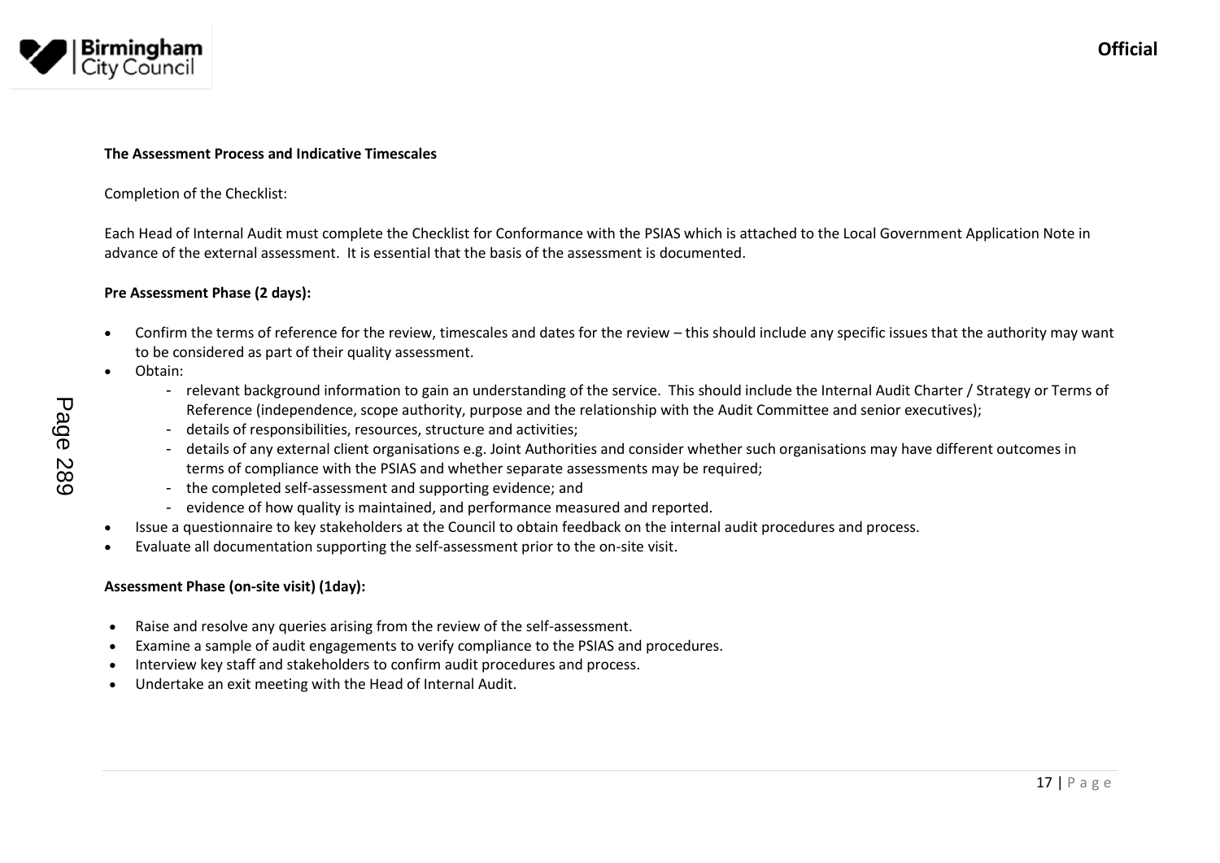**The Assessment Process and Indicative Timescales**

Completion of the Checklist:

Each Head of Internal Audit must complete the Checklist for Conformance with the PSIAS which is attached to the Local Government Application Note in advance of the external assessment. It is essential that the basis of the assessment is documented.

**Pre Assessment Phase (2 days):**

- Confirm the terms of reference for the review, timescales and dates for the review – this should include any specific issues that the authority may want to be considered as part of their quality assessment.
- Obtain:
  - relevant background information to gain an understanding of the service. This should include the Internal Audit Charter / Strategy or Terms of Reference (independence, scope authority, purpose and the relationship with the Audit Committee and senior executives);
  - details of responsibilities, resources, structure and activities;
  - details of any external client organisations e.g. Joint Authorities and consider whether such organisations may have different outcomes in terms of compliance with the PSIAS and whether separate assessments may be required;
  - the completed self-assessment and supporting evidence; and
  - evidence of how quality is maintained, and performance measured and reported.
- Issue a questionnaire to key stakeholders at the Council to obtain feedback on the internal audit procedures and process.
- Evaluate all documentation supporting the self-assessment prior to the on-site visit.

**Assessment Phase (on-site visit) (1day):**

- Raise and resolve any queries arising from the review of the self-assessment.
- Examine a sample of audit engagements to verify compliance to the PSIAS and procedures.
- Interview key staff and stakeholders to confirm audit procedures and process.
- Undertake an exit meeting with the Head of Internal Audit.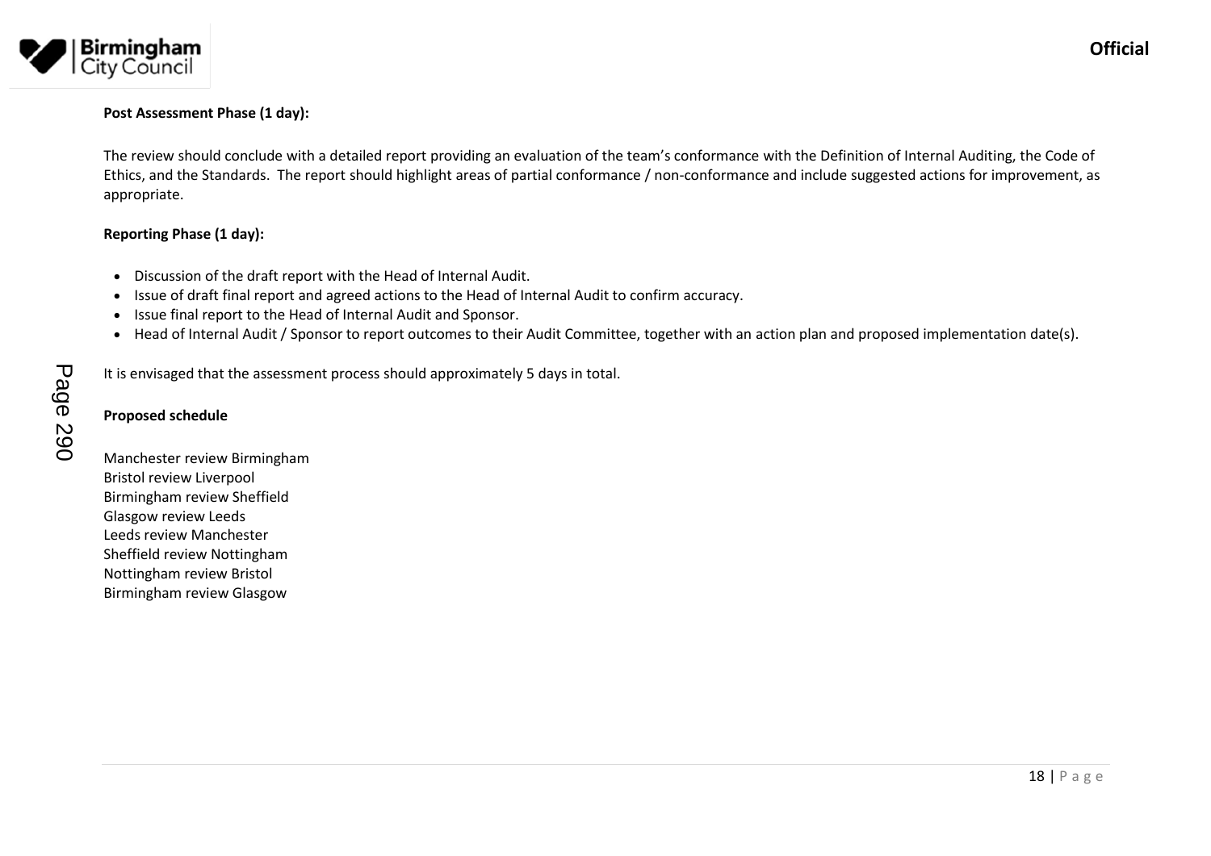**Post Assessment Phase (1 day):**

The review should conclude with a detailed report providing an evaluation of the team's conformance with the Definition of Internal Auditing, the Code of Ethics, and the Standards. The report should highlight areas of partial conformance / non-conformance and include suggested actions for improvement, as appropriate.

**Reporting Phase (1 day):**

- Discussion of the draft report with the Head of Internal Audit.
- Issue of draft final report and agreed actions to the Head of Internal Audit to confirm accuracy.
- Issue final report to the Head of Internal Audit and Sponsor.
- Head of Internal Audit / Sponsor to report outcomes to their Audit Committee, together with an action plan and proposed implementation date(s).

It is envisaged that the assessment process should approximately 5 days in total.

**Proposed schedule**

Manchester review Birmingham
Bristol review Liverpool
Birmingham review Sheffield
Glasgow review Leeds
Leeds review Manchester
Sheffield review Nottingham
Nottingham review Bristol
Birmingham review Glasgow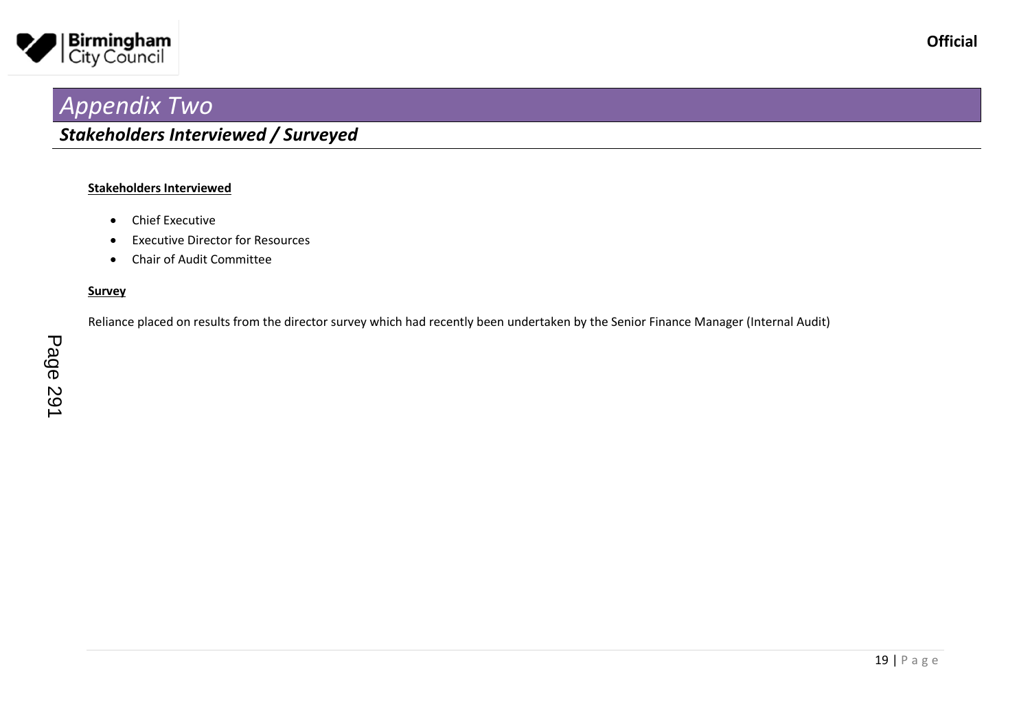# *Appendix Two*

## *Stakeholders Interviewed / Surveyed*

**Stakeholders Interviewed**

- Chief Executive
- Executive Director for Resources
- Chair of Audit Committee

**Survey**

Reliance placed on results from the director survey which had recently been undertaken by the Senior Finance Manager (Internal Audit)